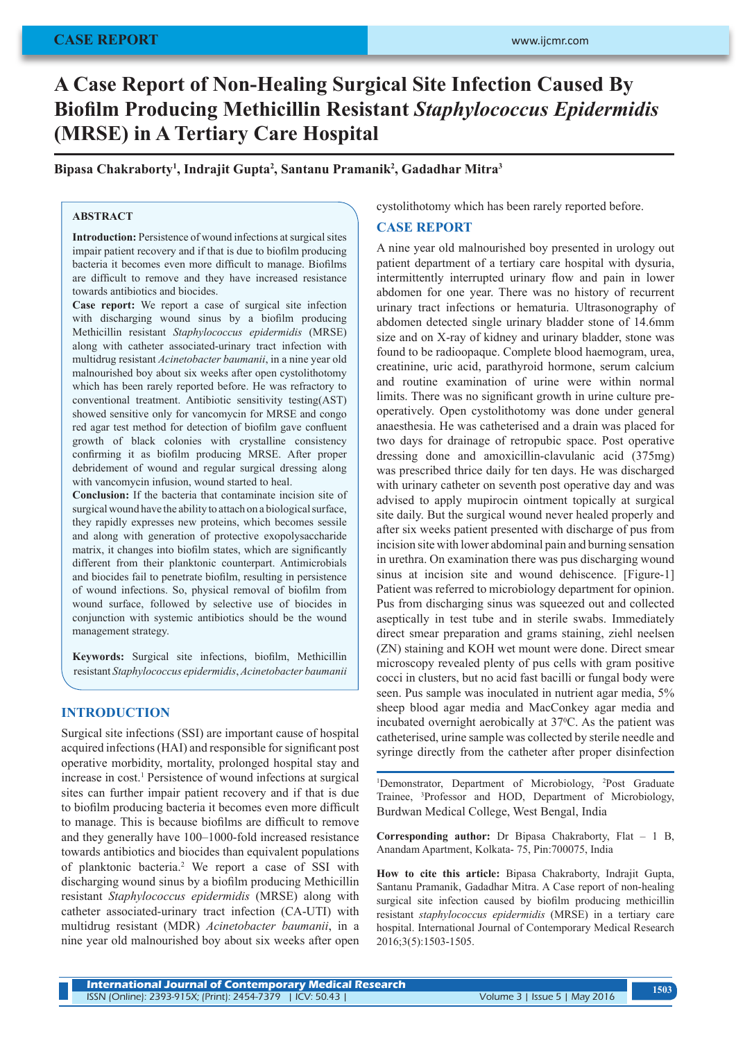CASE REPORT

# A Case Report of Non-Healing Surgical Site Infection Caused By Biofilm Producing Methicillin Resistant *Staphylococcus Epidermidis* (MRSE) in A Tertiary Care Hospital

**Bipasa Chakraborty[1], Indrajit Gupta[2], Santanu Pramanik[2], Gadadhar Mitra[3]**

## ABSTRACT

**Introduction:** Persistence of wound infections at surgical sites impair patient recovery and if that is due to biofilm producing bacteria it becomes even more difficult to manage. Biofilms are difficult to remove and they have increased resistance towards antibiotics and biocides.

**Case report:** We report a case of surgical site infection with discharging wound sinus by a biofilm producing Methicillin resistant *Staphylococcus epidermidis* (MRSE) along with catheter associated-urinary tract infection with multidrug resistant *Acinetobacter baumanii*, in a nine year old malnourished boy about six weeks after open cystolithotomy which has been rarely reported before. He was refractory to conventional treatment. Antibiotic sensitivity testing(AST) showed sensitive only for vancomycin for MRSE and congo red agar test method for detection of biofilm gave confluent growth of black colonies with crystalline consistency confirming it as biofilm producing MRSE. After proper debridement of wound and regular surgical dressing along with vancomycin infusion, wound started to heal.

**Conclusion:** If the bacteria that contaminate incision site of surgical wound have the ability to attach on a biological surface, they rapidly expresses new proteins, which becomes sessile and along with generation of protective exopolysaccharide matrix, it changes into biofilm states, which are significantly different from their planktonic counterpart. Antimicrobials and biocides fail to penetrate biofilm, resulting in persistence of wound infections. So, physical removal of biofilm from wound surface, followed by selective use of biocides in conjunction with systemic antibiotics should be the wound management strategy.

**Keywords:** Surgical site infections, biofilm, Methicillin resistant *Staphylococcus epidermidis*, *Acinetobacter baumanii*

## INTRODUCTION

Surgical site infections (SSI) are important cause of hospital acquired infections (HAI) and responsible for significant post operative morbidity, mortality, prolonged hospital stay and increase in cost.[1] Persistence of wound infections at surgical sites can further impair patient recovery and if that is due to biofilm producing bacteria it becomes even more difficult to manage. This is because biofilms are difficult to remove and they generally have 100–1000-fold increased resistance towards antibiotics and biocides than equivalent populations of planktonic bacteria.[2] We report a case of SSI with discharging wound sinus by a biofilm producing Methicillin resistant *Staphylococcus epidermidis* (MRSE) along with catheter associated-urinary tract infection (CA-UTI) with multidrug resistant (MDR) *Acinetobacter baumanii*, in a nine year old malnourished boy about six weeks after open cystolithotomy which has been rarely reported before.

## CASE REPORT

A nine year old malnourished boy presented in urology out patient department of a tertiary care hospital with dysuria, intermittently interrupted urinary flow and pain in lower abdomen for one year. There was no history of recurrent urinary tract infections or hematuria. Ultrasonography of abdomen detected single urinary bladder stone of 14.6mm size and on X-ray of kidney and urinary bladder, stone was found to be radioopaque. Complete blood haemogram, urea, creatinine, uric acid, parathyroid hormone, serum calcium and routine examination of urine were within normal limits. There was no significant growth in urine culture pre-operatively. Open cystolithotomy was done under general anaesthesia. He was catheterised and a drain was placed for two days for drainage of retropubic space. Post operative dressing done and amoxicillin-clavulanic acid (375mg) was prescribed thrice daily for ten days. He was discharged with urinary catheter on seventh post operative day and was advised to apply mupirocin ointment topically at surgical site daily. But the surgical wound never healed properly and after six weeks patient presented with discharge of pus from incision site with lower abdominal pain and burning sensation in urethra. On examination there was pus discharging wound sinus at incision site and wound dehiscence. [Figure-1] Patient was referred to microbiology department for opinion. Pus from discharging sinus was squeezed out and collected aseptically in test tube and in sterile swabs. Immediately direct smear preparation and grams staining, ziehl neelsen (ZN) staining and KOH wet mount were done. Direct smear microscopy revealed plenty of pus cells with gram positive cocci in clusters, but no acid fast bacilli or fungal body were seen. Pus sample was inoculated in nutrient agar media, 5% sheep blood agar media and MacConkey agar media and incubated overnight aerobically at $37^0$C. As the patient was catheterised, urine sample was collected by sterile needle and syringe directly from the catheter after proper disinfection

[1]Demonstrator, Department of Microbiology, [2]Post Graduate Trainee, [3]Professor and HOD, Department of Microbiology, Burdwan Medical College, West Bengal, India

**Corresponding author:** Dr Bipasa Chakraborty, Flat – 1 B, Anandam Apartment, Kolkata- 75, Pin:700075, India

**How to cite this article:** Bipasa Chakraborty, Indrajit Gupta, Santanu Pramanik, Gadadhar Mitra. A Case report of non-healing surgical site infection caused by biofilm producing methicillin resistant *staphylococcus epidermidis* (MRSE) in a tertiary care hospital. International Journal of Contemporary Medical Research 2016;3(5):1503-1505.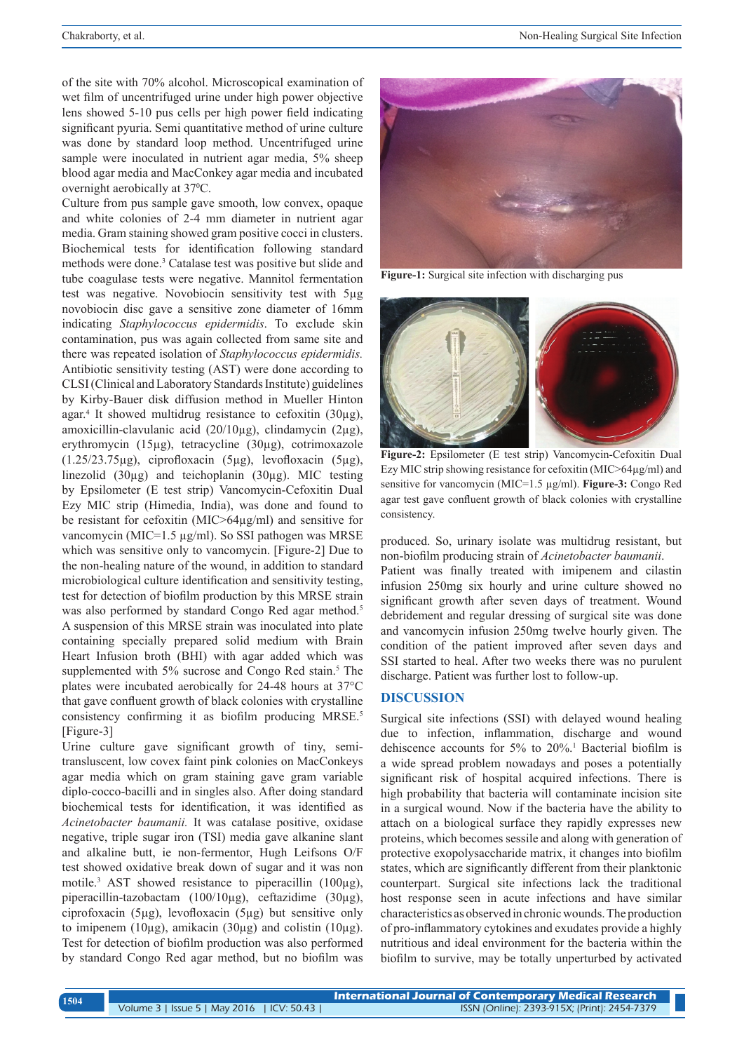of the site with 70% alcohol. Microscopical examination of wet film of uncentrifuged urine under high power objective lens showed 5-10 pus cells per high power field indicating significant pyuria. Semi quantitative method of urine culture was done by standard loop method. Uncentrifuged urine sample were inoculated in nutrient agar media, 5% sheep blood agar media and MacConkey agar media and incubated overnight aerobically at 37$^0$C.

Culture from pus sample gave smooth, low convex, opaque and white colonies of 2-4 mm diameter in nutrient agar media. Gram staining showed gram positive cocci in clusters. Biochemical tests for identification following standard methods were done.[3] Catalase test was positive but slide and tube coagulase tests were negative. Mannitol fermentation test was negative. Novobiocin sensitivity test with 5µg novobiocin disc gave a sensitive zone diameter of 16mm indicating *Staphylococcus epidermidis*. To exclude skin contamination, pus was again collected from same site and there was repeated isolation of *Staphylococcus epidermidis.* Antibiotic sensitivity testing (AST) were done according to CLSI (Clinical and Laboratory Standards Institute) guidelines by Kirby-Bauer disk diffusion method in Mueller Hinton agar.[4] It showed multidrug resistance to cefoxitin (30µg), amoxicillin-clavulanic acid (20/10µg), clindamycin (2µg), erythromycin (15µg), tetracycline (30µg), cotrimoxazole (1.25/23.75µg), ciprofloxacin (5µg), levofloxacin (5µg), linezolid (30µg) and teichoplanin (30µg). MIC testing by Epsilometer (E test strip) Vancomycin-Cefoxitin Dual Ezy MIC strip (Himedia, India), was done and found to be resistant for cefoxitin (MIC>64µg/ml) and sensitive for vancomycin (MIC=1.5 µg/ml). So SSI pathogen was MRSE which was sensitive only to vancomycin. [Figure-2] Due to the non-healing nature of the wound, in addition to standard microbiological culture identification and sensitivity testing, test for detection of biofilm production by this MRSE strain was also performed by standard Congo Red agar method.[5] A suspension of this MRSE strain was inoculated into plate containing specially prepared solid medium with Brain Heart Infusion broth (BHI) with agar added which was supplemented with 5% sucrose and Congo Red stain.[5] The plates were incubated aerobically for 24-48 hours at 37°C that gave confluent growth of black colonies with crystalline consistency confirming it as biofilm producing MRSE.[5] [Figure-3]

Urine culture gave significant growth of tiny, semi-transluscent, low covex faint pink colonies on MacConkeys agar media which on gram staining gave gram variable diplo-cocco-bacilli and in singles also. After doing standard biochemical tests for identification, it was identified as *Acinetobacter baumanii.* It was catalase positive, oxidase negative, triple sugar iron (TSI) media gave alkanine slant and alkaline butt, ie non-fermentor, Hugh Leifsons O/F test showed oxidative break down of sugar and it was non motile.[3] AST showed resistance to piperacillin (100µg), piperacillin-tazobactam (100/10µg), ceftazidime (30µg), ciprofoxacin (5µg), levofloxacin (5µg) but sensitive only to imipenem (10µg), amikacin (30µg) and colistin (10µg). Test for detection of biofilm production was also performed by standard Congo Red agar method, but no biofilm was produced. So, urinary isolate was multidrug resistant, but non-biofilm producing strain of *Acinetobacter baumanii*.

Figure-1: Surgical site infection with discharging pus

**Figure-2:** Epsilometer (E test strip) Vancomycin-Cefoxitin Dual Ezy MIC strip showing resistance for cefoxitin (MIC>64µg/ml) and sensitive for vancomycin (MIC=1.5 µg/ml). **Figure-3:** Congo Red agar test gave confluent growth of black colonies with crystalline consistency.

Patient was finally treated with imipenem and cilastin infusion 250mg six hourly and urine culture showed no significant growth after seven days of treatment. Wound debridement and regular dressing of surgical site was done and vancomycin infusion 250mg twelve hourly given. The condition of the patient improved after seven days and SSI started to heal. After two weeks there was no purulent discharge. Patient was further lost to follow-up.

## DISCUSSION

Surgical site infections (SSI) with delayed wound healing due to infection, inflammation, discharge and wound dehiscence accounts for 5% to 20%.[1] Bacterial biofilm is a wide spread problem nowadays and poses a potentially significant risk of hospital acquired infections. There is high probability that bacteria will contaminate incision site in a surgical wound. Now if the bacteria have the ability to attach on a biological surface they rapidly expresses new proteins, which becomes sessile and along with generation of protective exopolysaccharide matrix, it changes into biofilm states, which are significantly different from their planktonic counterpart. Surgical site infections lack the traditional host response seen in acute infections and have similar characteristics as observed in chronic wounds. The production of pro-inflammatory cytokines and exudates provide a highly nutritious and ideal environment for the bacteria within the biofilm to survive, may be totally unperturbed by activated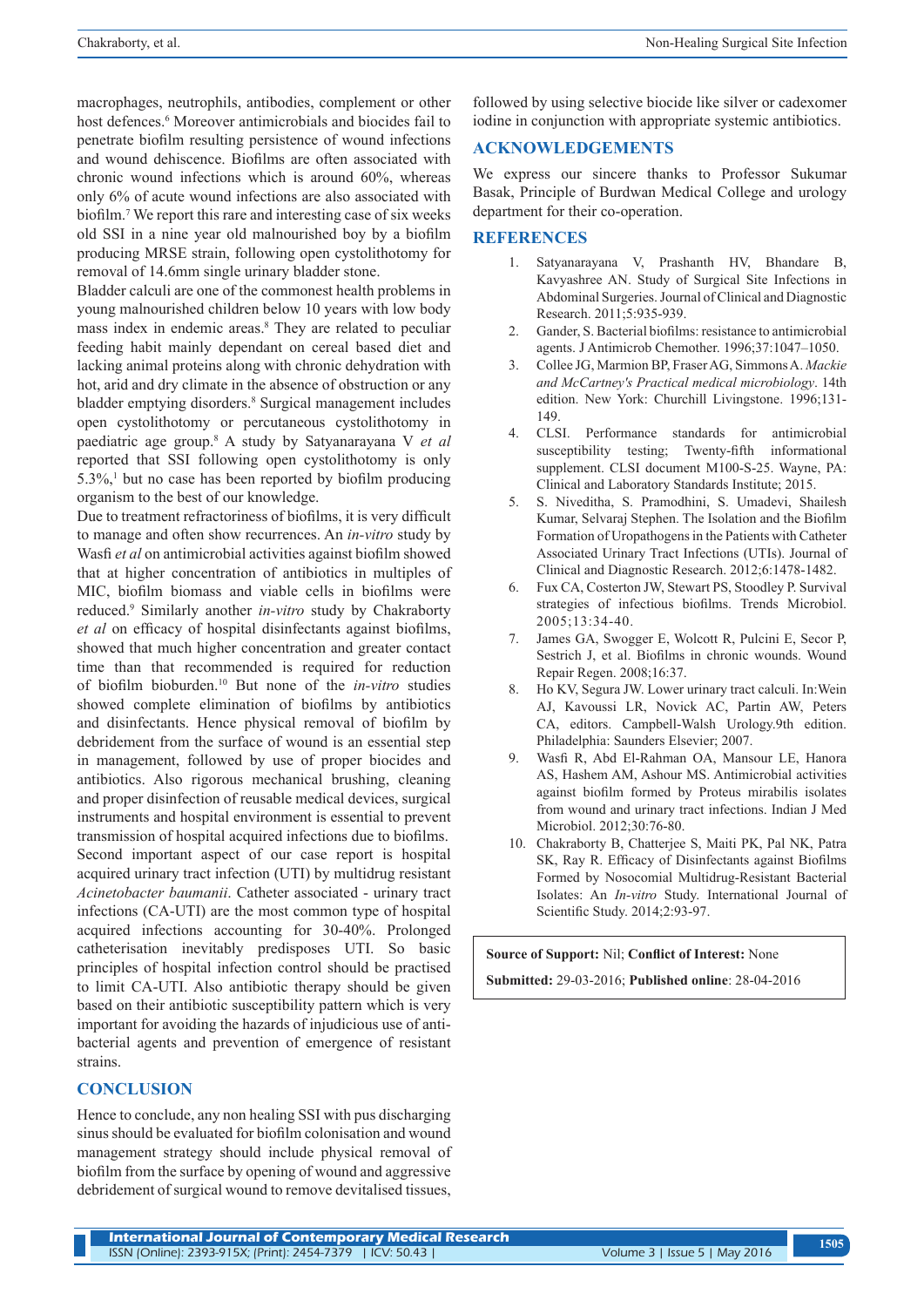macrophages, neutrophils, antibodies, complement or other host defences.[6] Moreover antimicrobials and biocides fail to penetrate biofilm resulting persistence of wound infections and wound dehiscence. Biofilms are often associated with chronic wound infections which is around 60%, whereas only 6% of acute wound infections are also associated with biofilm.[7] We report this rare and interesting case of six weeks old SSI in a nine year old malnourished boy by a biofilm producing MRSE strain, following open cystolithotomy for removal of 14.6mm single urinary bladder stone.

Bladder calculi are one of the commonest health problems in young malnourished children below 10 years with low body mass index in endemic areas.[8] They are related to peculiar feeding habit mainly dependant on cereal based diet and lacking animal proteins along with chronic dehydration with hot, arid and dry climate in the absence of obstruction or any bladder emptying disorders.[8] Surgical management includes open cystolithotomy or percutaneous cystolithotomy in paediatric age group.[8] A study by Satyanarayana V *et al* reported that SSI following open cystolithotomy is only 5.3%,[1] but no case has been reported by biofilm producing organism to the best of our knowledge.

Due to treatment refractoriness of biofilms, it is very difficult to manage and often show recurrences. An *in-vitro* study by Wasfi *et al* on antimicrobial activities against biofilm showed that at higher concentration of antibiotics in multiples of MIC, biofilm biomass and viable cells in biofilms were reduced.[9] Similarly another *in-vitro* study by Chakraborty *et al* on efficacy of hospital disinfectants against biofilms, showed that much higher concentration and greater contact time than that recommended is required for reduction of biofilm bioburden.[10] But none of the *in-vitro* studies showed complete elimination of biofilms by antibiotics and disinfectants. Hence physical removal of biofilm by debridement from the surface of wound is an essential step in management, followed by use of proper biocides and antibiotics. Also rigorous mechanical brushing, cleaning and proper disinfection of reusable medical devices, surgical instruments and hospital environment is essential to prevent transmission of hospital acquired infections due to biofilms.

Second important aspect of our case report is hospital acquired urinary tract infection (UTI) by multidrug resistant *Acinetobacter baumanii*. Catheter associated - urinary tract infections (CA-UTI) are the most common type of hospital acquired infections accounting for 30-40%. Prolonged catheterisation inevitably predisposes UTI. So basic principles of hospital infection control should be practised to limit CA-UTI. Also antibiotic therapy should be given based on their antibiotic susceptibility pattern which is very important for avoiding the hazards of injudicious use of anti-bacterial agents and prevention of emergence of resistant strains.

## CONCLUSION

Hence to conclude, any non healing SSI with pus discharging sinus should be evaluated for biofilm colonisation and wound management strategy should include physical removal of biofilm from the surface by opening of wound and aggressive debridement of surgical wound to remove devitalised tissues, followed by using selective biocide like silver or cadexomer iodine in conjunction with appropriate systemic antibiotics.

## ACKNOWLEDGEMENTS

We express our sincere thanks to Professor Sukumar Basak, Principle of Burdwan Medical College and urology department for their co-operation.

## REFERENCES

1. Satyanarayana V, Prashanth HV, Bhandare B, Kavyashree AN. Study of Surgical Site Infections in Abdominal Surgeries. Journal of Clinical and Diagnostic Research. 2011;5:935-939.
2. Gander, S. Bacterial biofilms: resistance to antimicrobial agents. J Antimicrob Chemother. 1996;37:1047–1050.
3. Collee JG, Marmion BP, Fraser AG, Simmons A. *Mackie and McCartney's Practical medical microbiology*. 14th edition. New York: Churchill Livingstone. 1996;131-149.
4. CLSI. Performance standards for antimicrobial susceptibility testing; Twenty-fifth informational supplement. CLSI document M100-S-25. Wayne, PA: Clinical and Laboratory Standards Institute; 2015.
5. S. Niveditha, S. Pramodhini, S. Umadevi, Shailesh Kumar, Selvaraj Stephen. The Isolation and the Biofilm Formation of Uropathogens in the Patients with Catheter Associated Urinary Tract Infections (UTIs). Journal of Clinical and Diagnostic Research. 2012;6:1478-1482.
6. Fux CA, Costerton JW, Stewart PS, Stoodley P. Survival strategies of infectious biofilms. Trends Microbiol. 2005;13:34-40.
7. James GA, Swogger E, Wolcott R, Pulcini E, Secor P, Sestrich J, et al. Biofilms in chronic wounds. Wound Repair Regen. 2008;16:37.
8. Ho KV, Segura JW. Lower urinary tract calculi. In:Wein AJ, Kavoussi LR, Novick AC, Partin AW, Peters CA, editors. Campbell-Walsh Urology.9th edition. Philadelphia: Saunders Elsevier; 2007.
9. Wasfi R, Abd El-Rahman OA, Mansour LE, Hanora AS, Hashem AM, Ashour MS. Antimicrobial activities against biofilm formed by Proteus mirabilis isolates from wound and urinary tract infections. Indian J Med Microbiol. 2012;30:76-80.
10. Chakraborty B, Chatterjee S, Maiti PK, Pal NK, Patra SK, Ray R. Efficacy of Disinfectants against Biofilms Formed by Nosocomial Multidrug-Resistant Bacterial Isolates: An *In-vitro* Study. International Journal of Scientific Study. 2014;2:93-97.

**Source of Support:** Nil; **Conflict of Interest:** None

**Submitted:** 29-03-2016; **Published online**: 28-04-2016